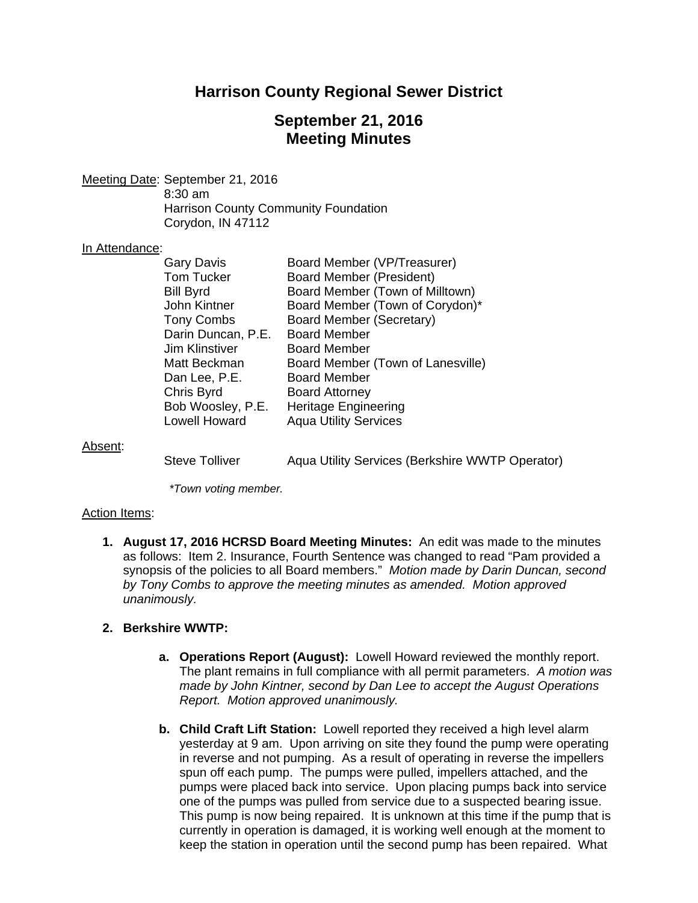# Harrison County Regional Sewer District

## September 21, 2016
## Meeting Minutes

Meeting Date: September 21, 2016
8:30 am
Harrison County Community Foundation
Corydon, IN 47112

In Attendance:

| | |
|---|---|
| Gary Davis | Board Member (VP/Treasurer) |
| Tom Tucker | Board Member (President) |
| Bill Byrd | Board Member (Town of Milltown) |
| John Kintner | Board Member (Town of Corydon)* |
| Tony Combs | Board Member (Secretary) |
| Darin Duncan, P.E. | Board Member |
| Jim Klinstiver | Board Member |
| Matt Beckman | Board Member (Town of Lanesville) |
| Dan Lee, P.E. | Board Member |
| Chris Byrd | Board Attorney |
| Bob Woosley, P.E. | Heritage Engineering |
| Lowell Howard | Aqua Utility Services |

Absent:

| | |
|---|---|
| Steve Tolliver | Aqua Utility Services (Berkshire WWTP Operator) |

*\*Town voting member.*

Action Items:

1. **August 17, 2016 HCRSD Board Meeting Minutes:** An edit was made to the minutes as follows: Item 2. Insurance, Fourth Sentence was changed to read "Pam provided a synopsis of the policies to all Board members." *Motion made by Darin Duncan, second by Tony Combs to approve the meeting minutes as amended. Motion approved unanimously.*

2. **Berkshire WWTP:**

   a. **Operations Report (August):** Lowell Howard reviewed the monthly report. The plant remains in full compliance with all permit parameters. *A motion was made by John Kintner, second by Dan Lee to accept the August Operations Report. Motion approved unanimously.*

   b. **Child Craft Lift Station:** Lowell reported they received a high level alarm yesterday at 9 am. Upon arriving on site they found the pump were operating in reverse and not pumping. As a result of operating in reverse the impellers spun off each pump. The pumps were pulled, impellers attached, and the pumps were placed back into service. Upon placing pumps back into service one of the pumps was pulled from service due to a suspected bearing issue. This pump is now being repaired. It is unknown at this time if the pump that is currently in operation is damaged, it is working well enough at the moment to keep the station in operation until the second pump has been repaired. What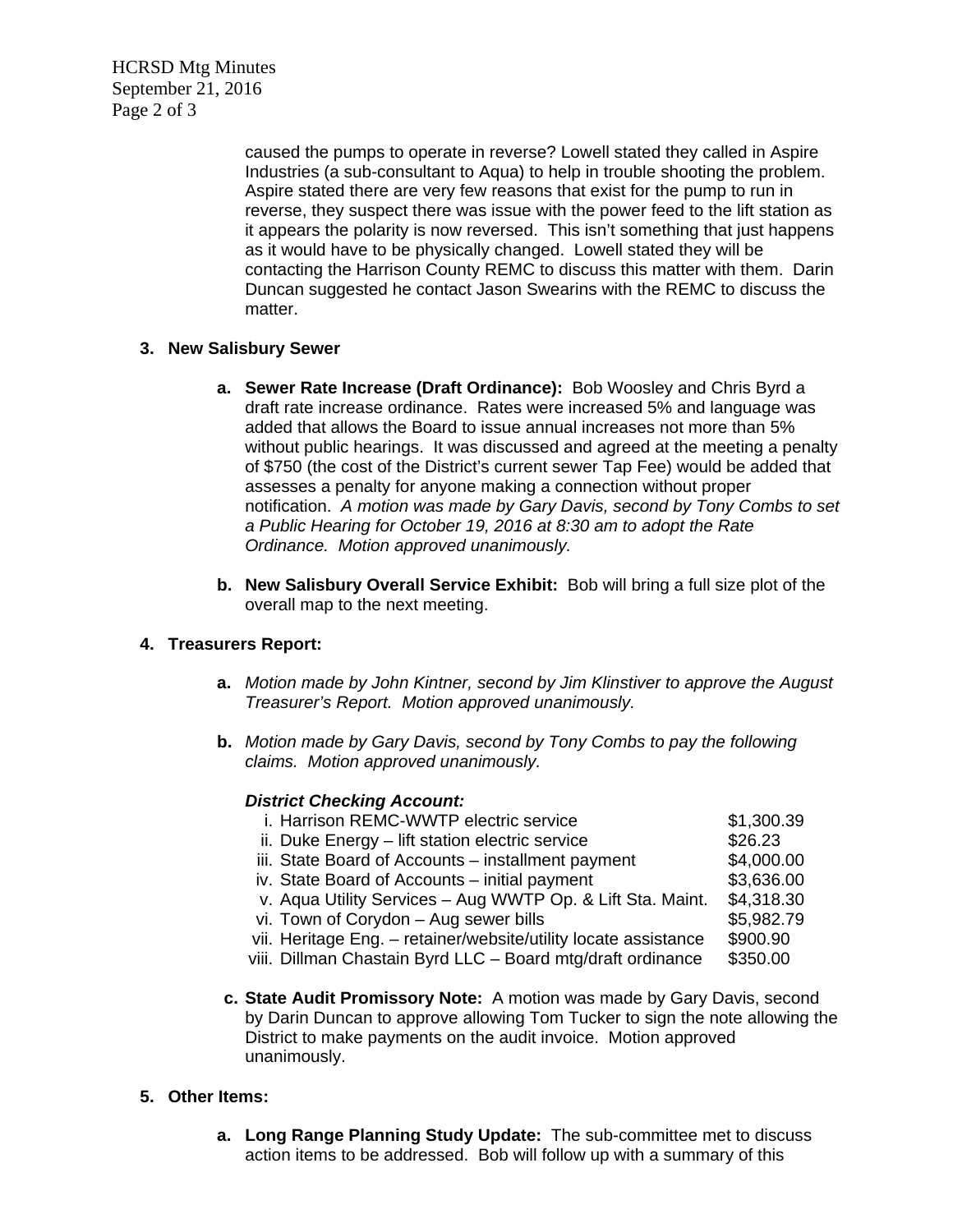caused the pumps to operate in reverse? Lowell stated they called in Aspire Industries (a sub-consultant to Aqua) to help in trouble shooting the problem. Aspire stated there are very few reasons that exist for the pump to run in reverse, they suspect there was issue with the power feed to the lift station as it appears the polarity is now reversed. This isn't something that just happens as it would have to be physically changed. Lowell stated they will be contacting the Harrison County REMC to discuss this matter with them. Darin Duncan suggested he contact Jason Swearins with the REMC to discuss the matter.

**3. New Salisbury Sewer**

**a. Sewer Rate Increase (Draft Ordinance):** Bob Woosley and Chris Byrd a draft rate increase ordinance. Rates were increased 5% and language was added that allows the Board to issue annual increases not more than 5% without public hearings. It was discussed and agreed at the meeting a penalty of $750 (the cost of the District's current sewer Tap Fee) would be added that assesses a penalty for anyone making a connection without proper notification. *A motion was made by Gary Davis, second by Tony Combs to set a Public Hearing for October 19, 2016 at 8:30 am to adopt the Rate Ordinance. Motion approved unanimously.*

**b. New Salisbury Overall Service Exhibit:** Bob will bring a full size plot of the overall map to the next meeting.

**4. Treasurers Report:**

**a.** *Motion made by John Kintner, second by Jim Klinstiver to approve the August Treasurer's Report. Motion approved unanimously.*

**b.** *Motion made by Gary Davis, second by Tony Combs to pay the following claims. Motion approved unanimously.*

***District Checking Account:***

| | |
|---|---|
| i. Harrison REMC-WWTP electric service | $1,300.39 |
| ii. Duke Energy – lift station electric service | $26.23 |
| iii. State Board of Accounts – installment payment | $4,000.00 |
| iv. State Board of Accounts – initial payment | $3,636.00 |
| v. Aqua Utility Services – Aug WWTP Op. & Lift Sta. Maint. | $4,318.30 |
| vi. Town of Corydon – Aug sewer bills | $5,982.79 |
| vii. Heritage Eng. – retainer/website/utility locate assistance | $900.90 |
| viii. Dillman Chastain Byrd LLC – Board mtg/draft ordinance | $350.00 |

**c. State Audit Promissory Note:** A motion was made by Gary Davis, second by Darin Duncan to approve allowing Tom Tucker to sign the note allowing the District to make payments on the audit invoice. Motion approved unanimously.

**5. Other Items:**

**a. Long Range Planning Study Update:** The sub-committee met to discuss action items to be addressed. Bob will follow up with a summary of this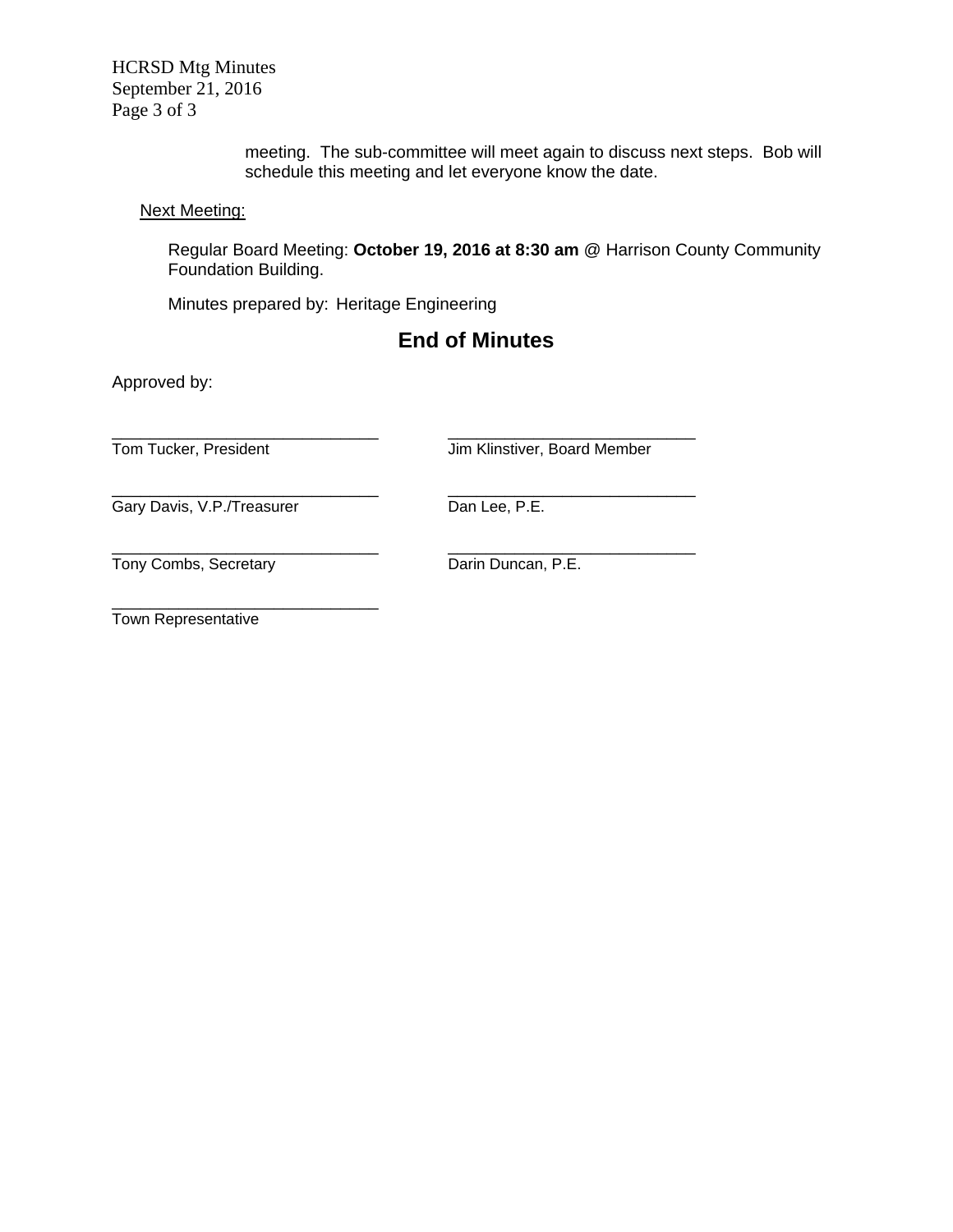meeting. The sub-committee will meet again to discuss next steps. Bob will schedule this meeting and let everyone know the date.

Next Meeting:

Regular Board Meeting: **October 19, 2016 at 8:30 am** @ Harrison County Community Foundation Building.

Minutes prepared by: Heritage Engineering

## End of Minutes

Approved by:

| | |
|---|---|
| ______________________________ | ______________________________ |
| Tom Tucker, President | Jim Klinstiver, Board Member |
| ______________________________ | ______________________________ |
| Gary Davis, V.P./Treasurer | Dan Lee, P.E. |
| ______________________________ | ______________________________ |
| Tony Combs, Secretary | Darin Duncan, P.E. |
| ______________________________ | |
| Town Representative | |